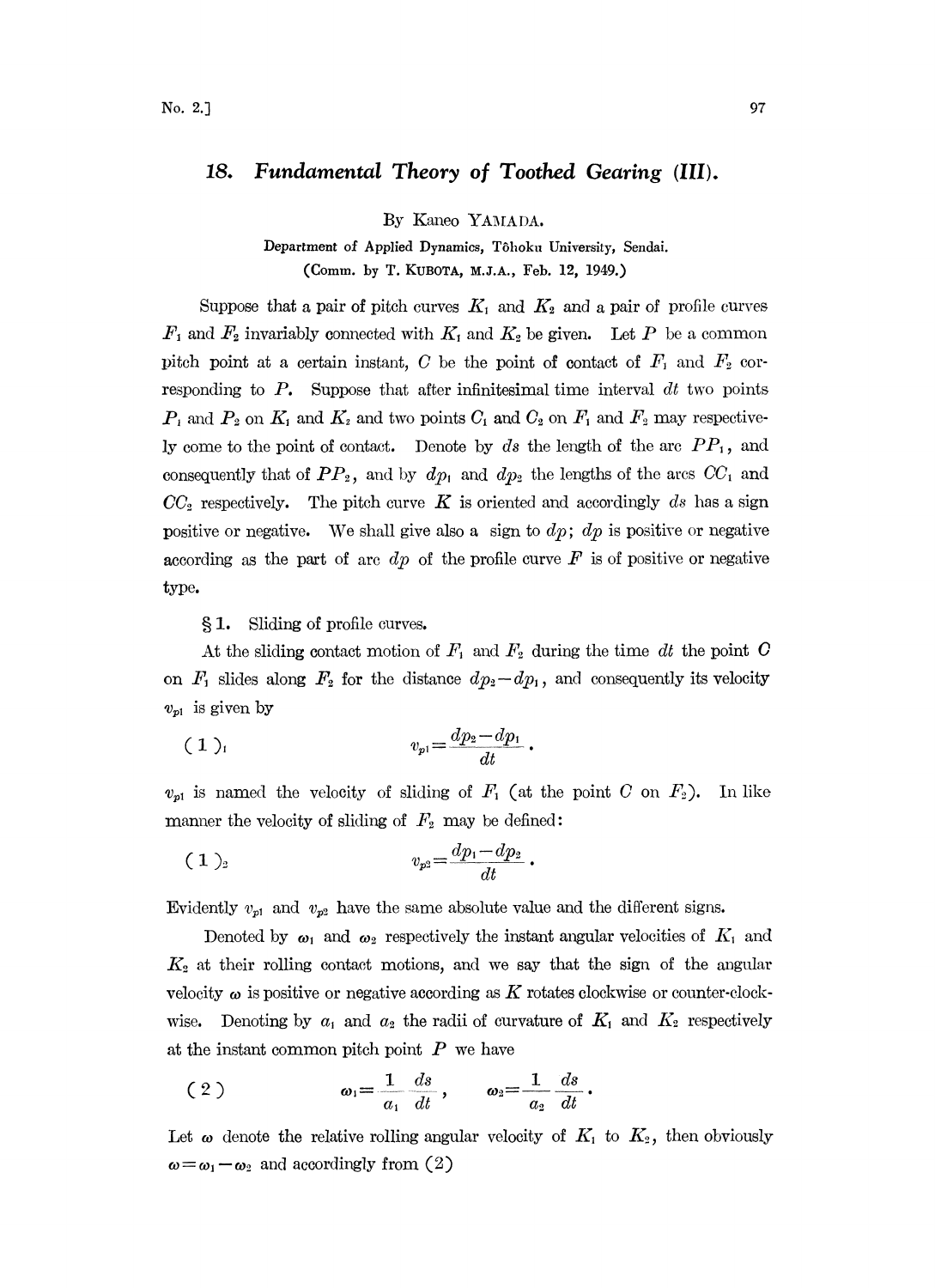# 18. *Fundamental Theory of Toothed Gearing (III).*

By Kaneo YAMADA.

**Department of Applied Dynamics, Tôhoku University, Sendai.**
**(Comm. by T. KUBOTA, M.J.A., Feb. 12, 1949.)**

Suppose that a pair of pitch curves $K_1$ and $K_2$ and a pair of profile curves $F_1$ and $F_2$ invariably connected with $K_1$ and $K_2$ be given. Let $P$ be a common pitch point at a certain instant, $C$ be the point of contact of $F_1$ and $F_2$ corresponding to $P$. Suppose that after infinitesimal time interval $dt$ two points $P_1$ and $P_2$ on $K_1$ and $K_2$ and two points $C_1$ and $C_2$ on $F_1$ and $F_2$ may respectively come to the point of contact. Denote by $ds$ the length of the arc $PP_1$, and consequently that of $PP_2$, and by $dp_1$ and $dp_2$ the lengths of the arcs $CC_1$ and $CC_2$ respectively. The pitch curve $K$ is oriented and accordingly $ds$ has a sign positive or negative. We shall give also a sign to $dp$; $dp$ is positive or negative according as the part of arc $dp$ of the profile curve $F$ is of positive or negative type.

§ 1. Sliding of profile curves.

At the sliding contact motion of $F_1$ and $F_2$ during the time $dt$ the point $C$ on $F_1$ slides along $F_2$ for the distance $dp_2 - dp_1$, and consequently its velocity $v_{p1}$ is given by

$$(1)_1 \qquad v_{p1} = \frac{dp_2 - dp_1}{dt}.$$

$v_{p1}$ is named the velocity of sliding of $F_1$ (at the point $C$ on $F_2$). In like manner the velocity of sliding of $F_2$ may be defined:

$$(1)_2 \qquad v_{p2} = \frac{dp_1 - dp_2}{dt}.$$

Evidently $v_{p1}$ and $v_{p2}$ have the same absolute value and the different signs.

Denoted by $\omega_1$ and $\omega_2$ respectively the instant angular velocities of $K_1$ and $K_2$ at their rolling contact motions, and we say that the sign of the angular velocity $\omega$ is positive or negative according as $K$ rotates clockwise or counter-clockwise. Denoting by $a_1$ and $a_2$ the radii of curvature of $K_1$ and $K_2$ respectively at the instant common pitch point $P$ we have

$$(2) \qquad \omega_1 = \frac{1}{a_1}\frac{ds}{dt}, \qquad \omega_2 = \frac{1}{a_2}\frac{ds}{dt}.$$

Let $\omega$ denote the relative rolling angular velocity of $K_1$ to $K_2$, then obviously $\omega = \omega_1 - \omega_2$ and accordingly from (2)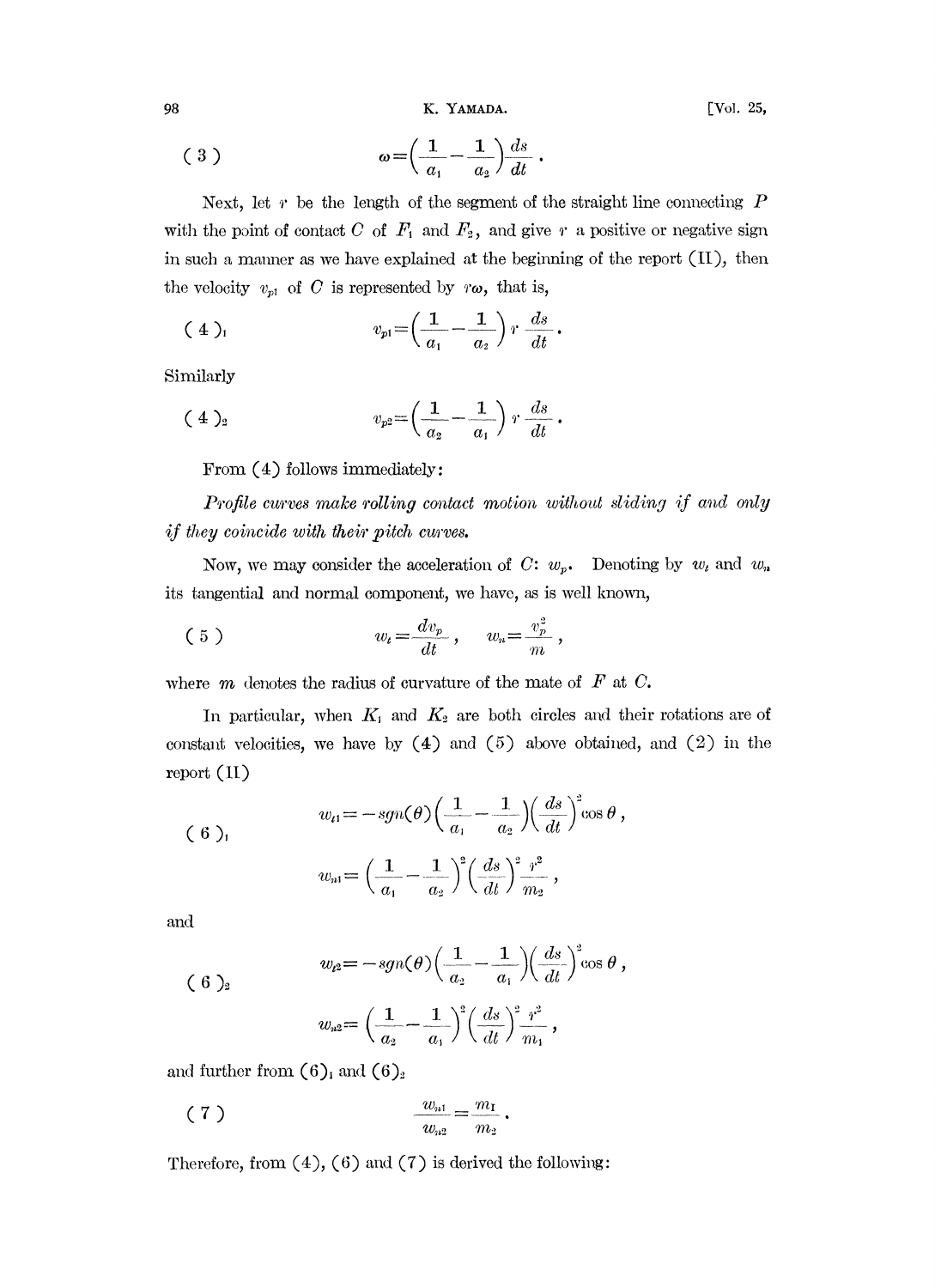$$
(3) \qquad \omega=\left(\frac{1}{a_1}-\frac{1}{a_2}\right)\frac{ds}{dt}.
$$

Next, let $r$ be the length of the segment of the straight line connecting $P$ with the point of contact $C$ of $F_1$ and $F_2$, and give $r$ a positive or negative sign in such a manner as we have explained at the beginning of the report (II), then the velocity $v_{p1}$ of $C$ is represented by $r\omega$, that is,

$$
(4)_1 \qquad v_{p1}=\left(\frac{1}{a_1}-\frac{1}{a_2}\right)r\,\frac{ds}{dt}.
$$

Similarly

$$
(4)_2 \qquad v_{p2}=\left(\frac{1}{a_2}-\frac{1}{a_1}\right)r\,\frac{ds}{dt}.
$$

From (4) follows immediately:

*Profile curves make rolling contact motion without sliding if and only if they coincide with their pitch curves.*

Now, we may consider the acceleration of $C$: $w_p$. Denoting by $w_t$ and $w_n$ its tangential and normal component, we have, as is well known,

$$
(5) \qquad w_t=\frac{dv_p}{dt}, \qquad w_n=\frac{v_p^2}{m},
$$

where $m$ denotes the radius of curvature of the mate of $F$ at $C$.

In particular, when $K_1$ and $K_2$ are both circles and their rotations are of constant velocities, we have by (4) and (5) above obtained, and (2) in the report (II)

$$
(6)_1 \qquad
\begin{aligned}
w_{t1}&=-sgn(\theta)\left(\frac{1}{a_1}-\frac{1}{a_2}\right)\left(\frac{ds}{dt}\right)^2\cos\theta, \\
w_{n1}&=\left(\frac{1}{a_1}-\frac{1}{a_2}\right)^2\left(\frac{ds}{dt}\right)^2\frac{r^2}{m_2},
\end{aligned}
$$

and

$$
(6)_2 \qquad
\begin{aligned}
w_{t2}&=-sgn(\theta)\left(\frac{1}{a_2}-\frac{1}{a_1}\right)\left(\frac{ds}{dt}\right)^2\cos\theta, \\
w_{n2}&=\left(\frac{1}{a_2}-\frac{1}{a_1}\right)^2\left(\frac{ds}{dt}\right)^2\frac{r^2}{m_1},
\end{aligned}
$$

and further from $(6)_1$ and $(6)_2$

$$
(7) \qquad \frac{w_{n1}}{w_{n2}}=\frac{m_1}{m_2}.
$$

Therefore, from (4), (6) and (7) is derived the following: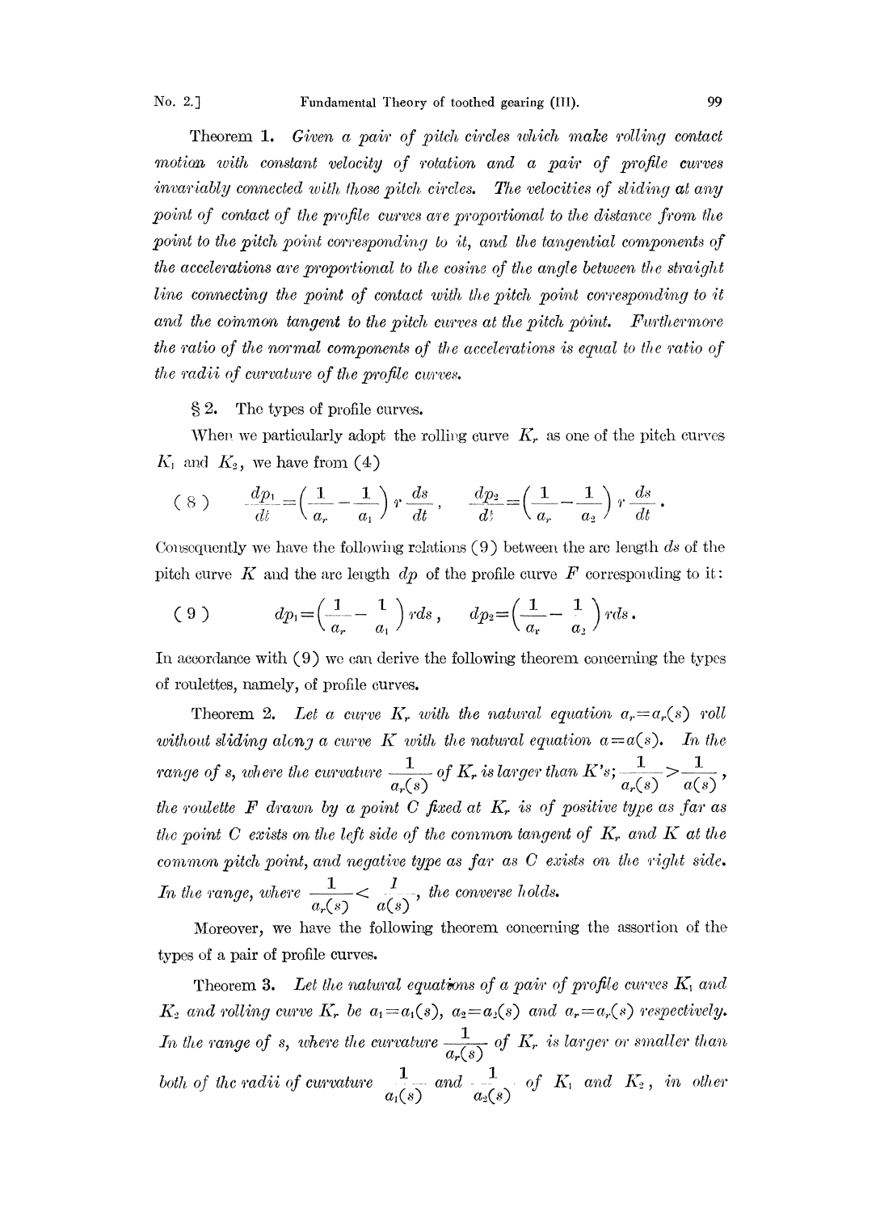**Theorem 1.** *Given a pair of pitch circles which make rolling contact motion with constant velocity of rotation and a pair of profile curves invariably connected with those pitch circles. The velocities of sliding at any point of contact of the profile curves are proportional to the distance from the point to the pitch point corresponding to it, and the tangential components of the accelerations are proportional to the cosine of the angle between the straight line connecting the point of contact with the pitch point corresponding to it and the common tangent to the pitch curves at the pitch point. Furthermore the ratio of the normal components of the accelerations is equal to the ratio of the radii of curvature of the profile curves.*

§ 2. The types of profile curves.

When we particularly adopt the rolling curve $K_r$ as one of the pitch curves $K_1$ and $K_2$, we have from (4)

$$(8) \qquad \frac{dp_1}{dt}=\left(\frac{1}{a_r}-\frac{1}{a_1}\right)r\frac{ds}{dt}, \qquad \frac{dp_2}{dt}=\left(\frac{1}{a_r}-\frac{1}{a_2}\right)r\frac{ds}{dt}.$$

Consequently we have the following relations (9) between the arc length $ds$ of the pitch curve $K$ and the arc length $dp$ of the profile curve $F$ corresponding to it:

$$(9) \qquad dp_1=\left(\frac{1}{a_r}-\frac{1}{a_1}\right)rds, \qquad dp_2=\left(\frac{1}{a_r}-\frac{1}{a_2}\right)rds.$$

In accordance with (9) we can derive the following theorem concerning the types of roulettes, namely, of profile curves.

**Theorem 2.** *Let a curve $K_r$ with the natural equation $a_r=a_r(s)$ roll without sliding along a curve $K$ with the natural equation $a=a(s)$. In the range of $s$, where the curvature $\frac{1}{a_r(s)}$ of $K_r$ is larger than $K$'s; $\frac{1}{a_r(s)}>\frac{1}{a(s)}$, the roulette $F$ drawn by a point $C$ fixed at $K_r$ is of positive type as far as the point $C$ exists on the left side of the common tangent of $K_r$ and $K$ at the common pitch point, and negative type as far as $C$ exists on the right side. In the range, where $\frac{1}{a_r(s)}<\frac{1}{a(s)}$, the converse holds.*

Moreover, we have the following theorem concerning the assortion of the types of a pair of profile curves.

**Theorem 3.** *Let the natural equations of a pair of profile curves $K_1$ and $K_2$ and rolling curve $K_r$ be $a_1=a_1(s)$, $a_2=a_2(s)$ and $a_r=a_r(s)$ respectively. In the range of $s$, where the curvature $\frac{1}{a_r(s)}$ of $K_r$ is larger or smaller than both of the radii of curvature $\frac{1}{a_1(s)}$ and $\frac{1}{a_2(s)}$ of $K_1$ and $K_2$, in other*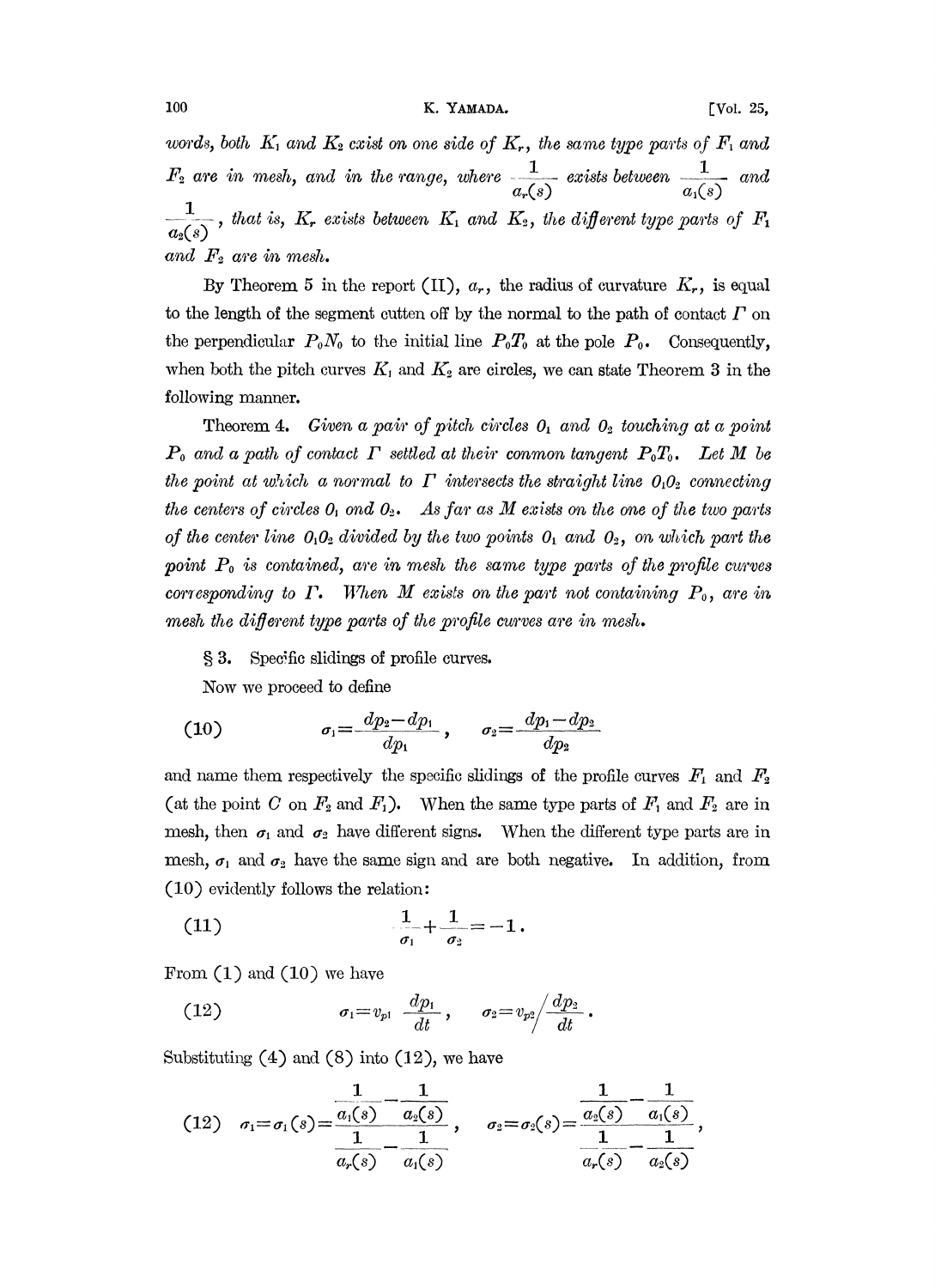*words, both $K_1$ and $K_2$ exist on one side of $K_r$, the same type parts of $F_1$ and $F_2$ are in mesh, and in the range, where $\frac{1}{a_r(s)}$ exists between $\frac{1}{a_1(s)}$ and $\frac{1}{a_2(s)}$, that is, $K_r$ exists between $K_1$ and $K_2$, the different type parts of $F_1$ and $F_2$ are in mesh.*

By Theorem 5 in the report (II), $a_r$, the radius of curvature $K_r$, is equal to the length of the segment cutten off by the normal to the path of contact $\Gamma$ on the perpendicular $P_0N_0$ to the initial line $P_0T_0$ at the pole $P_0$. Consequently, when both the pitch curves $K_1$ and $K_2$ are circles, we can state Theorem 3 in the following manner.

Theorem 4. *Given a pair of pitch circles $0_1$ and $0_2$ touching at a point $P_0$ and a path of contact $\Gamma$ settled at their conmon tangent $P_0T_0$. Let $M$ be the point at which a normal to $\Gamma$ intersects the straight line $0_10_2$ connecting the centers of circles $0_1$ ond $0_2$. As far as $M$ exists on the one of the two parts of the center line $0_10_2$ divided by the two points $0_1$ and $0_2$, on which part the point $P_0$ is contained, are in mesh the same type parts of the profile curves corresponding to $\Gamma$. When $M$ exists on the part not containing $P_0$, are in mesh the different type parts of the profile curves are in mesh.*

§ 3. Specific slidings of profile curves.

Now we proceed to define

$$(10) \qquad \sigma_1 = \frac{dp_2 - dp_1}{dp_1}, \qquad \sigma_2 = \frac{dp_1 - dp_2}{dp_2}$$

and name them respectively the specific slidings of the profile curves $F_1$ and $F_2$ (at the point $C$ on $F_2$ and $F_1$). When the same type parts of $F_1$ and $F_2$ are in mesh, then $\sigma_1$ and $\sigma_2$ have different signs. When the different type parts are in mesh, $\sigma_1$ and $\sigma_2$ have the same sign and are both negative. In addition, from (10) evidently follows the relation:

$$(11) \qquad \frac{1}{\sigma_1} + \frac{1}{\sigma_2} = -1.$$

From (1) and (10) we have

$$(12) \qquad \sigma_1 = v_{p1} \frac{dp_1}{dt}, \qquad \sigma_2 = v_{p2} \Big/ \frac{dp_2}{dt}.$$

Substituting (4) and (8) into (12), we have

$$(12) \quad \sigma_1 = \sigma_1(s) = \frac{\frac{1}{a_1(s)} - \frac{1}{a_2(s)}}{\frac{1}{a_r(s)} - \frac{1}{a_1(s)}}, \qquad \sigma_2 = \sigma_2(s) = \frac{\frac{1}{a_2(s)} - \frac{1}{a_1(s)}}{\frac{1}{a_r(s)} - \frac{1}{a_2(s)}},$$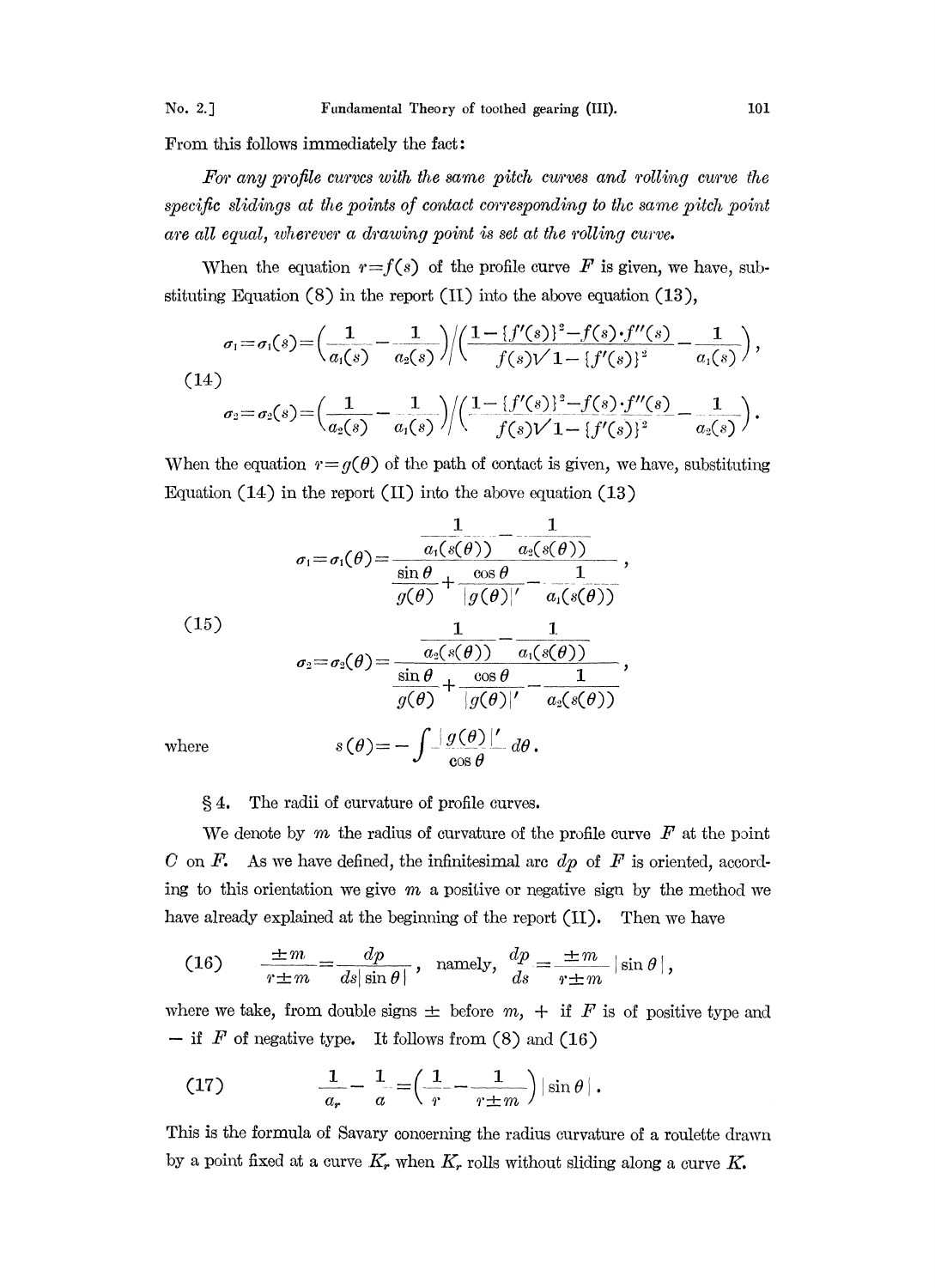From this follows immediately the fact:

*For any profile curves with the same pitch curves and rolling curve the specific slidings at the points of contact corresponding to the same pitch point are all equal, wherever a drawing point is set at the rolling curve.*

When the equation $r=f(s)$ of the profile curve $F$ is given, we have, substituting Equation (8) in the report (II) into the above equation (13),

$$
(14)\qquad
\begin{aligned}
\sigma_1=\sigma_1(s)&=\left(\frac{1}{a_1(s)}-\frac{1}{a_2(s)}\right)\Big/\left(\frac{1-\{f'(s)\}^2-f(s)\cdot f''(s)}{f(s)\sqrt{1-\{f'(s)\}^2}}-\frac{1}{a_1(s)}\right),\\
\sigma_2=\sigma_2(s)&=\left(\frac{1}{a_2(s)}-\frac{1}{a_1(s)}\right)\Big/\left(\frac{1-\{f'(s)\}^2-f(s)\cdot f''(s)}{f(s)\sqrt{1-\{f'(s)\}^2}}-\frac{1}{a_2(s)}\right).
\end{aligned}
$$

When the equation $r=g(\theta)$ of the path of contact is given, we have, substituting Equation (14) in the report (II) into the above equation (13)

$$
(15)\qquad
\begin{aligned}
\sigma_1=\sigma_1(\theta)&=\frac{\dfrac{1}{a_1(s(\theta))}-\dfrac{1}{a_2(s(\theta))}}{\dfrac{\sin\theta}{g(\theta)}+\dfrac{\cos\theta}{|g(\theta)|'}-\dfrac{1}{a_1(s(\theta))}},\\
\sigma_2=\sigma_2(\theta)&=\frac{\dfrac{1}{a_2(s(\theta))}-\dfrac{1}{a_1(s(\theta))}}{\dfrac{\sin\theta}{g(\theta)}+\dfrac{\cos\theta}{|g(\theta)|'}-\dfrac{1}{a_2(s(\theta))}},
\end{aligned}
$$

where
$$
s(\theta)=-\int\frac{|g(\theta)|'}{\cos\theta}\,d\theta.
$$

## § 4. The radii of curvature of profile curves.

We denote by $m$ the radius of curvature of the profile curve $F$ at the point $C$ on $F$. As we have defined, the infinitesimal arc $dp$ of $F$ is oriented, according to this orientation we give $m$ a positive or negative sign by the method we have already explained at the beginning of the report (II). Then we have

$$
(16)\qquad \frac{\pm m}{r\pm m}=\frac{dp}{ds|\sin\theta|},\quad \text{namely,}\quad \frac{dp}{ds}=\frac{\pm m}{r\pm m}|\sin\theta|,
$$

where we take, from double signs $\pm$ before $m$, $+$ if $F$ is of positive type and $-$ if $F$ of negative type. It follows from (8) and (16)

$$
(17)\qquad \frac{1}{a_r}-\frac{1}{a}=\left(\frac{1}{r}-\frac{1}{r\pm m}\right)|\sin\theta|.
$$

This is the formula of Savary concerning the radius curvature of a roulette drawn by a point fixed at a curve $K_r$ when $K_r$ rolls without sliding along a curve $K$.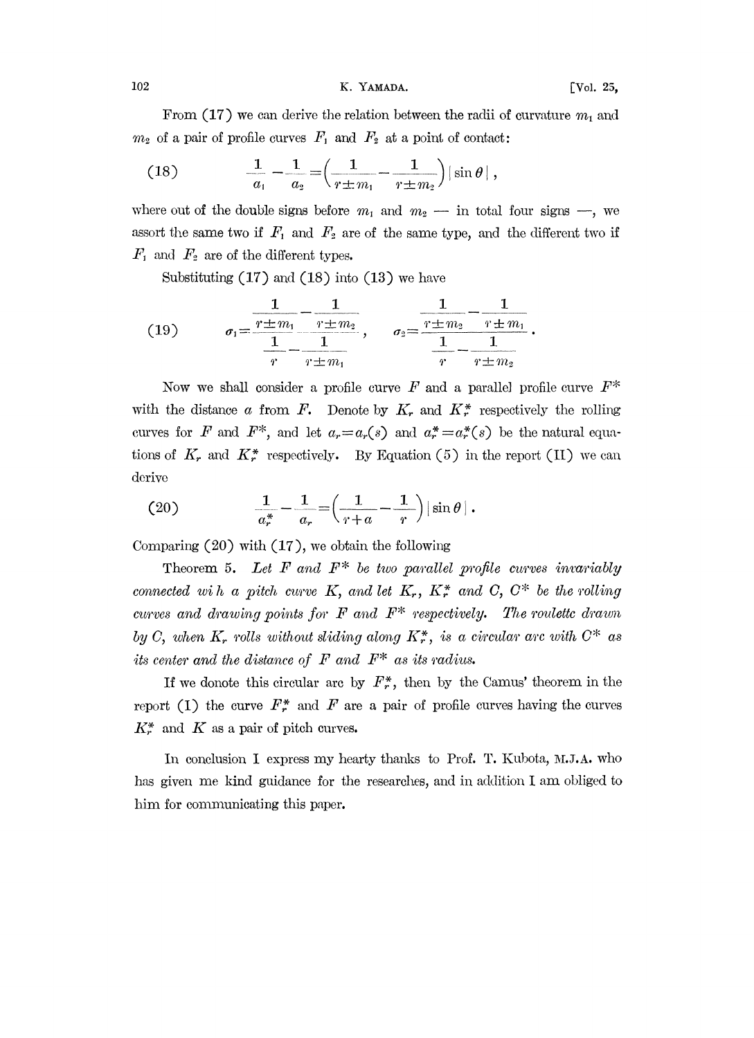From (17) we can derive the relation between the radii of curvature $m_1$ and $m_2$ of a pair of profile curves $F_1$ and $F_2$ at a point of contact:

$$\frac{1}{a_1} - \frac{1}{a_2} = \left( \frac{1}{r \pm m_1} - \frac{1}{r \pm m_2} \right) |\sin \theta| , \tag{18}$$

where out of the double signs before $m_1$ and $m_2$ — in total four signs —, we assort the same two if $F_1$ and $F_2$ are of the same type, and the different two if $F_1$ and $F_2$ are of the different types.

Substituting (17) and (18) into (13) we have

$$\sigma_1 = \frac{\dfrac{1}{r \pm m_1} - \dfrac{1}{r \pm m_2}}{\dfrac{1}{r} - \dfrac{1}{r \pm m_1}} , \qquad \sigma_2 = \frac{\dfrac{1}{r \pm m_2} - \dfrac{1}{r \pm m_1}}{\dfrac{1}{r} - \dfrac{1}{r \pm m_2}} . \tag{19}$$

Now we shall consider a profile curve $F$ and a parallel profile curve $F^*$ with the distance $a$ from $F$. Denote by $K_r$ and $K_r^*$ respectively the rolling curves for $F$ and $F^*$, and let $a_r = a_r(s)$ and $a_r^* = a_r^*(s)$ be the natural equations of $K_r$ and $K_r^*$ respectively. By Equation (5) in the report (II) we can derive

$$\frac{1}{a_r^*} - \frac{1}{a_r} = \left( \frac{1}{r+a} - \frac{1}{r} \right) |\sin \theta| . \tag{20}$$

Comparing (20) with (17), we obtain the following

Theorem 5. *Let $F$ and $F^*$ be two parallel profile curves invariably connected wi h a pitch curve $K$, and let $K_r$, $K_r^*$ and $C$, $C^*$ be the rolling curves and drawing points for $F$ and $F^*$ respectively. The roulette drawn by $C$, when $K_r$ rolls without sliding along $K_r^*$, is a circular arc with $C^*$ as its center and the distance of $F$ and $F^*$ as its radius.*

If we donote this circular arc by $F_r^*$, then by the Camus' theorem in the report (I) the curve $F_r^*$ and $F$ are a pair of profile curves having the curves $K_r^*$ and $K$ as a pair of pitch curves.

In conclusion I express my hearty thanks to Prof. T. Kubota, M.J.A. who has given me kind guidance for the researches, and in addition I am obliged to him for communicating this paper.